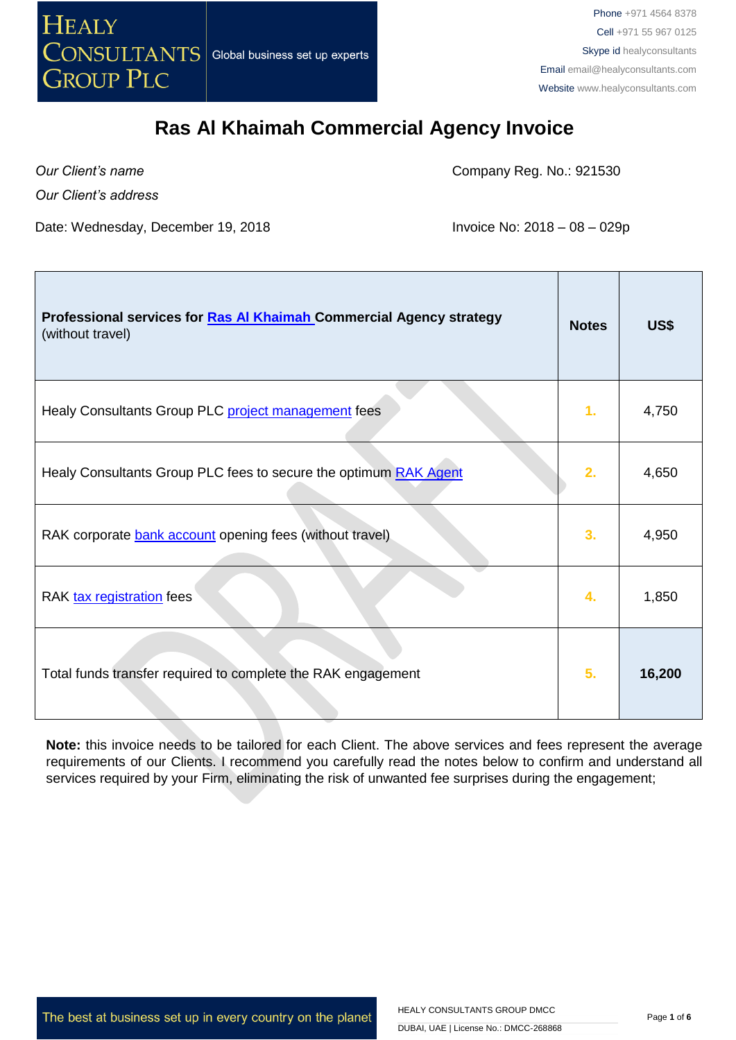# Ras Al Khaimah Commercial Agency Invoice

*Our Client's name*

*Our Client's address*

Company Reg. No.: 921530

Date: Wednesday, December 19, 2018

Invoice No: 2018 – 08 – 029p

| **Professional services for Ras Al Khaimah Commercial Agency strategy** (without travel) | **Notes** | **US$** |
|---|---|---|
| Healy Consultants Group PLC project management fees | 1. | 4,750 |
| Healy Consultants Group PLC fees to secure the optimum RAK Agent | 2. | 4,650 |
| RAK corporate bank account opening fees (without travel) | 3. | 4,950 |
| RAK tax registration fees | 4. | 1,850 |
| Total funds transfer required to complete the RAK engagement | 5. | **16,200** |

**Note:** this invoice needs to be tailored for each Client. The above services and fees represent the average requirements of our Clients. I recommend you carefully read the notes below to confirm and understand all services required by your Firm, eliminating the risk of unwanted fee surprises during the engagement;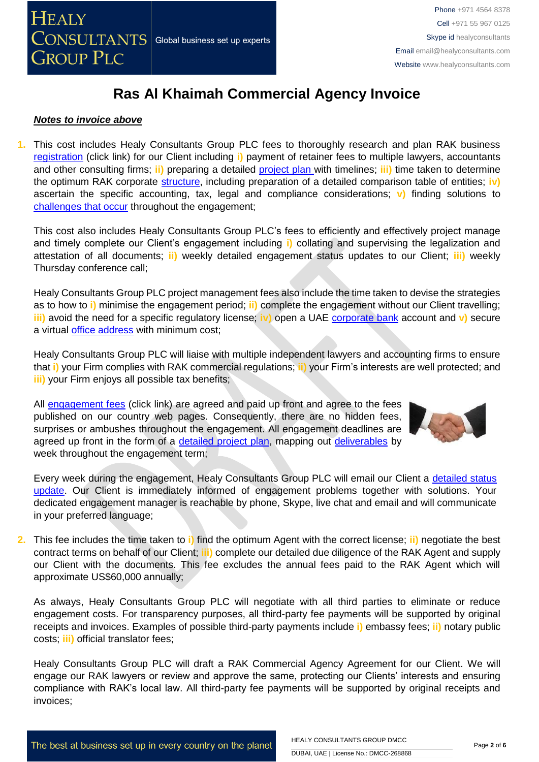# Ras Al Khaimah Commercial Agency Invoice

***Notes to invoice above***

1. This cost includes Healy Consultants Group PLC fees to thoroughly research and plan RAK business registration (click link) for our Client including **i)** payment of retainer fees to multiple lawyers, accountants and other consulting firms; **ii)** preparing a detailed project plan with timelines; **iii)** time taken to determine the optimum RAK corporate structure, including preparation of a detailed comparison table of entities; **iv)** ascertain the specific accounting, tax, legal and compliance considerations; **v)** finding solutions to challenges that occur throughout the engagement;

   This cost also includes Healy Consultants Group PLC's fees to efficiently and effectively project manage and timely complete our Client's engagement including **i)** collating and supervising the legalization and attestation of all documents; **ii)** weekly detailed engagement status updates to our Client; **iii)** weekly Thursday conference call;

   Healy Consultants Group PLC project management fees also include the time taken to devise the strategies as to how to **i)** minimise the engagement period; **ii)** complete the engagement without our Client travelling; **iii)** avoid the need for a specific regulatory license; **iv)** open a UAE corporate bank account and **v)** secure a virtual office address with minimum cost;

   Healy Consultants Group PLC will liaise with multiple independent lawyers and accounting firms to ensure that **i)** your Firm complies with RAK commercial regulations; **ii)** your Firm's interests are well protected; and **iii)** your Firm enjoys all possible tax benefits;

   All engagement fees (click link) are agreed and paid up front and agree to the fees published on our country web pages. Consequently, there are no hidden fees, surprises or ambushes throughout the engagement. All engagement deadlines are agreed up front in the form of a detailed project plan, mapping out deliverables by week throughout the engagement term;

   Every week during the engagement, Healy Consultants Group PLC will email our Client a detailed status update. Our Client is immediately informed of engagement problems together with solutions. Your dedicated engagement manager is reachable by phone, Skype, live chat and email and will communicate in your preferred language;

2. This fee includes the time taken to **i)** find the optimum Agent with the correct license; **ii)** negotiate the best contract terms on behalf of our Client; **iii)** complete our detailed due diligence of the RAK Agent and supply our Client with the documents. This fee excludes the annual fees paid to the RAK Agent which will approximate US$60,000 annually;

   As always, Healy Consultants Group PLC will negotiate with all third parties to eliminate or reduce engagement costs. For transparency purposes, all third-party fee payments will be supported by original receipts and invoices. Examples of possible third-party payments include **i)** embassy fees; **ii)** notary public costs; **iii)** official translator fees;

   Healy Consultants Group PLC will draft a RAK Commercial Agency Agreement for our Client. We will engage our RAK lawyers or review and approve the same, protecting our Clients' interests and ensuring compliance with RAK's local law. All third-party fee payments will be supported by original receipts and invoices;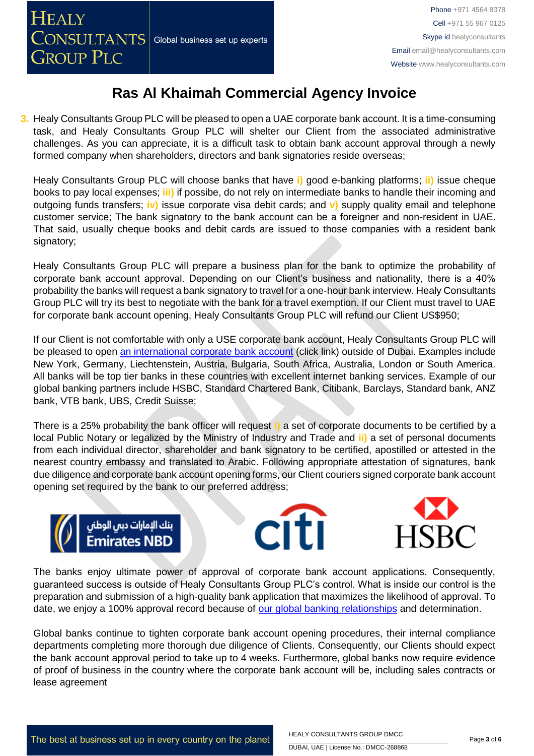# Ras Al Khaimah Commercial Agency Invoice

3. Healy Consultants Group PLC will be pleased to open a UAE corporate bank account. It is a time-consuming task, and Healy Consultants Group PLC will shelter our Client from the associated administrative challenges. As you can appreciate, it is a difficult task to obtain bank account approval through a newly formed company when shareholders, directors and bank signatories reside overseas;

   Healy Consultants Group PLC will choose banks that have **i)** good e-banking platforms; **ii)** issue cheque books to pay local expenses; **iii)** if possibe, do not rely on intermediate banks to handle their incoming and outgoing funds transfers; **iv)** issue corporate visa debit cards; and **v)** supply quality email and telephone customer service; The bank signatory to the bank account can be a foreigner and non-resident in UAE. That said, usually cheque books and debit cards are issued to those companies with a resident bank signatory;

   Healy Consultants Group PLC will prepare a business plan for the bank to optimize the probability of corporate bank account approval. Depending on our Client's business and nationality, there is a 40% probability the banks will request a bank signatory to travel for a one-hour bank interview. Healy Consultants Group PLC will try its best to negotiate with the bank for a travel exemption. If our Client must travel to UAE for corporate bank account opening, Healy Consultants Group PLC will refund our Client US$950;

   If our Client is not comfortable with only a USE corporate bank account, Healy Consultants Group PLC will be pleased to open an international corporate bank account (click link) outside of Dubai. Examples include New York, Germany, Liechtenstein, Austria, Bulgaria, South Africa, Australia, London or South America. All banks will be top tier banks in these countries with excellent internet banking services. Example of our global banking partners include HSBC, Standard Chartered Bank, Citibank, Barclays, Standard bank, ANZ bank, VTB bank, UBS, Credit Suisse;

   There is a 25% probability the bank officer will request **i)** a set of corporate documents to be certified by a local Public Notary or legalized by the Ministry of Industry and Trade and **ii)** a set of personal documents from each individual director, shareholder and bank signatory to be certified, apostilled or attested in the nearest country embassy and translated to Arabic. Following appropriate attestation of signatures, bank due diligence and corporate bank account opening forms, our Client couriers signed corporate bank account opening set required by the bank to our preferred address;

   بنك الإمارات دبي الوطني Emirates NBD | citi | HSBC

   The banks enjoy ultimate power of approval of corporate bank account applications. Consequently, guaranteed success is outside of Healy Consultants Group PLC's control. What is inside our control is the preparation and submission of a high-quality bank application that maximizes the likelihood of approval. To date, we enjoy a 100% approval record because of our global banking relationships and determination.

   Global banks continue to tighten corporate bank account opening procedures, their internal compliance departments completing more thorough due diligence of Clients. Consequently, our Clients should expect the bank account approval period to take up to 4 weeks. Furthermore, global banks now require evidence of proof of business in the country where the corporate bank account will be, including sales contracts or lease agreement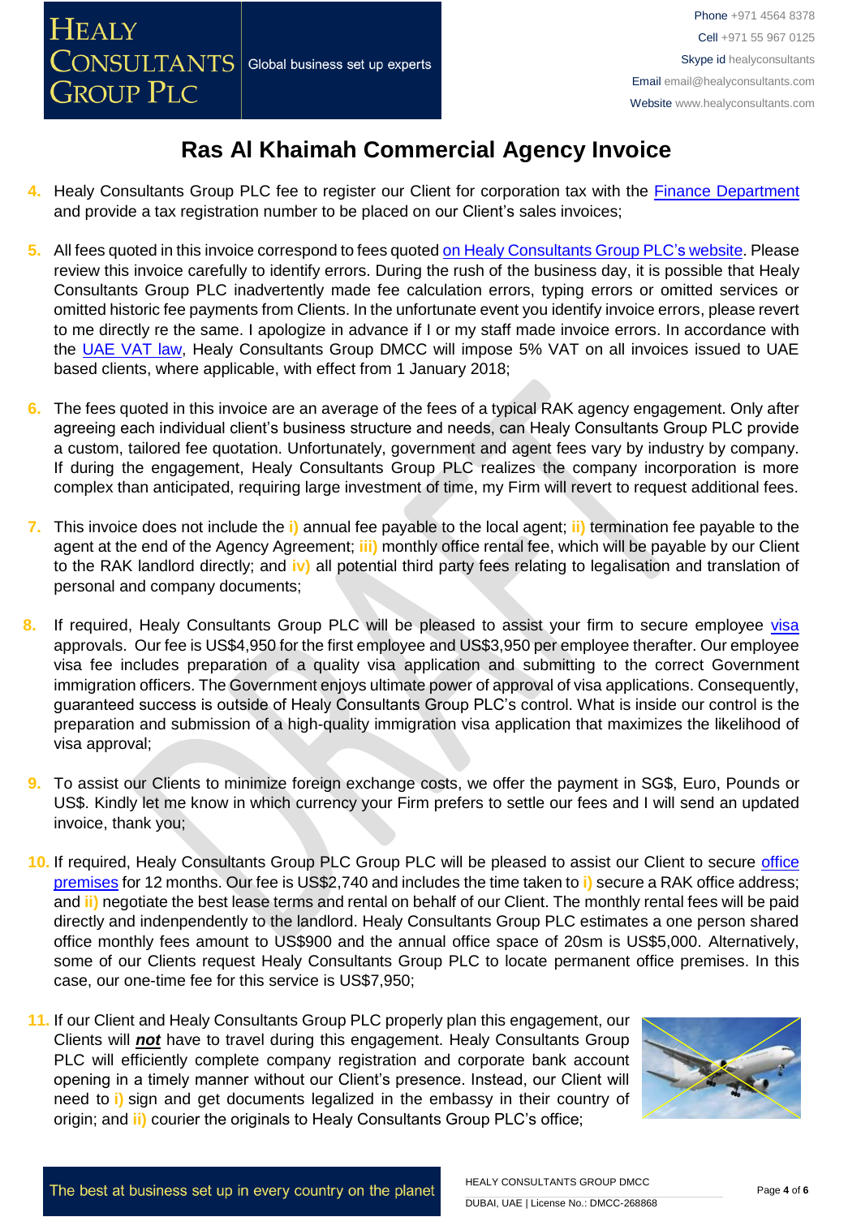# Ras Al Khaimah Commercial Agency Invoice

4. Healy Consultants Group PLC fee to register our Client for corporation tax with the Finance Department and provide a tax registration number to be placed on our Client's sales invoices;

5. All fees quoted in this invoice correspond to fees quoted on Healy Consultants Group PLC's website. Please review this invoice carefully to identify errors. During the rush of the business day, it is possible that Healy Consultants Group PLC inadvertently made fee calculation errors, typing errors or omitted services or omitted historic fee payments from Clients. In the unfortunate event you identify invoice errors, please revert to me directly re the same. I apologize in advance if I or my staff made invoice errors. In accordance with the UAE VAT law, Healy Consultants Group DMCC will impose 5% VAT on all invoices issued to UAE based clients, where applicable, with effect from 1 January 2018;

6. The fees quoted in this invoice are an average of the fees of a typical RAK agency engagement. Only after agreeing each individual client's business structure and needs, can Healy Consultants Group PLC provide a custom, tailored fee quotation. Unfortunately, government and agent fees vary by industry by company. If during the engagement, Healy Consultants Group PLC realizes the company incorporation is more complex than anticipated, requiring large investment of time, my Firm will revert to request additional fees.

7. This invoice does not include the i) annual fee payable to the local agent; ii) termination fee payable to the agent at the end of the Agency Agreement; iii) monthly office rental fee, which will be payable by our Client to the RAK landlord directly; and iv) all potential third party fees relating to legalisation and translation of personal and company documents;

8. If required, Healy Consultants Group PLC will be pleased to assist your firm to secure employee visa approvals. Our fee is US$4,950 for the first employee and US$3,950 per employee therafter. Our employee visa fee includes preparation of a quality visa application and submitting to the correct Government immigration officers. The Government enjoys ultimate power of approval of visa applications. Consequently, guaranteed success is outside of Healy Consultants Group PLC's control. What is inside our control is the preparation and submission of a high-quality immigration visa application that maximizes the likelihood of visa approval;

9. To assist our Clients to minimize foreign exchange costs, we offer the payment in SG$, Euro, Pounds or US$. Kindly let me know in which currency your Firm prefers to settle our fees and I will send an updated invoice, thank you;

10. If required, Healy Consultants Group PLC Group PLC will be pleased to assist our Client to secure office premises for 12 months. Our fee is US$2,740 and includes the time taken to i) secure a RAK office address; and ii) negotiate the best lease terms and rental on behalf of our Client. The monthly rental fees will be paid directly and indenpendently to the landlord. Healy Consultants Group PLC estimates a one person shared office monthly fees amount to US$900 and the annual office space of 20sm is US$5,000. Alternatively, some of our Clients request Healy Consultants Group PLC to locate permanent office premises. In this case, our one-time fee for this service is US$7,950;

11. If our Client and Healy Consultants Group PLC properly plan this engagement, our Clients will ***not*** have to travel during this engagement. Healy Consultants Group PLC will efficiently complete company registration and corporate bank account opening in a timely manner without our Client's presence. Instead, our Client will need to i) sign and get documents legalized in the embassy in their country of origin; and ii) courier the originals to Healy Consultants Group PLC's office;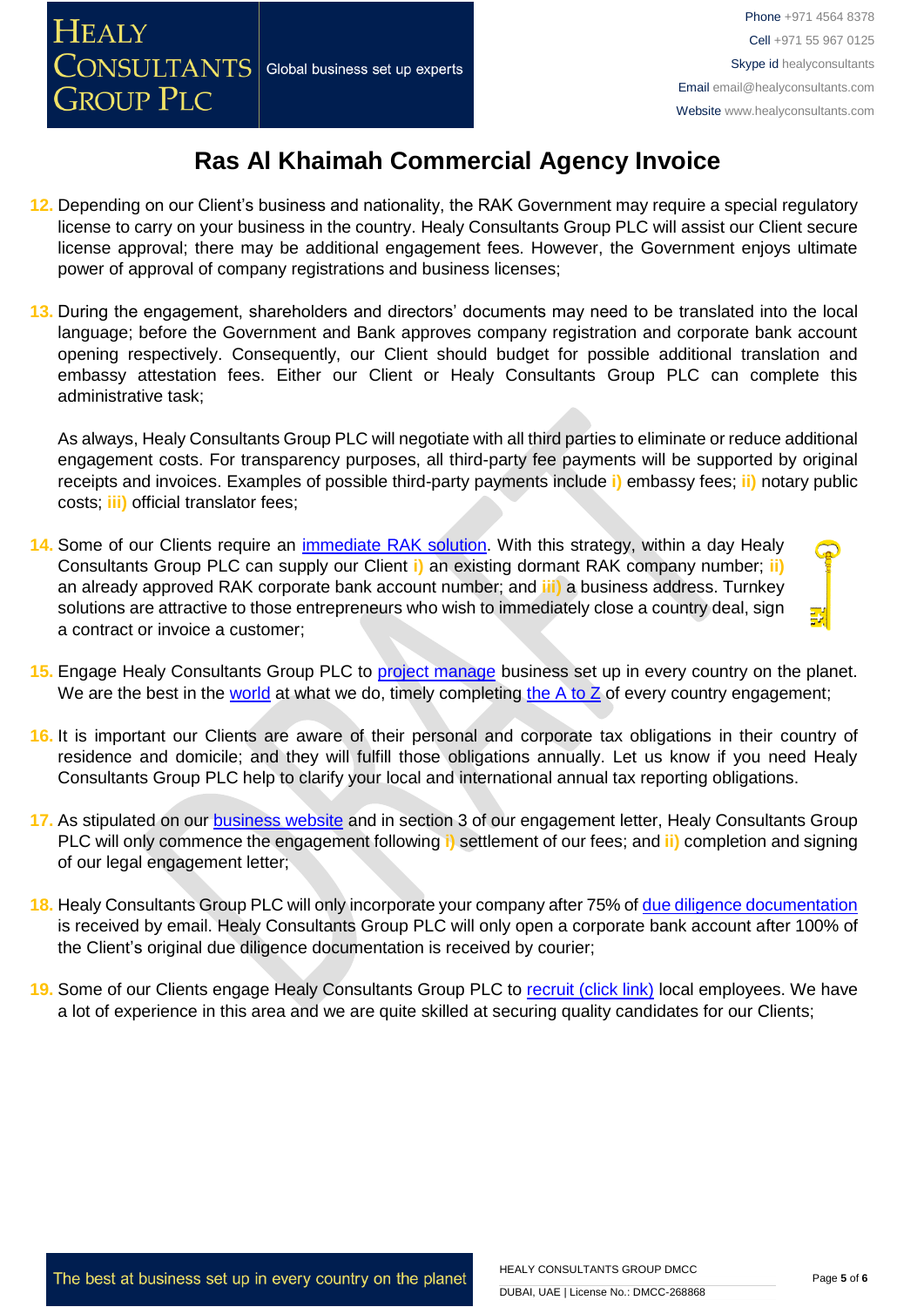# Ras Al Khaimah Commercial Agency Invoice

12. Depending on our Client's business and nationality, the RAK Government may require a special regulatory license to carry on your business in the country. Healy Consultants Group PLC will assist our Client secure license approval; there may be additional engagement fees. However, the Government enjoys ultimate power of approval of company registrations and business licenses;

13. During the engagement, shareholders and directors' documents may need to be translated into the local language; before the Government and Bank approves company registration and corporate bank account opening respectively. Consequently, our Client should budget for possible additional translation and embassy attestation fees. Either our Client or Healy Consultants Group PLC can complete this administrative task;

    As always, Healy Consultants Group PLC will negotiate with all third parties to eliminate or reduce additional engagement costs. For transparency purposes, all third-party fee payments will be supported by original receipts and invoices. Examples of possible third-party payments include **i)** embassy fees; **ii)** notary public costs; **iii)** official translator fees;

14. Some of our Clients require an [immediate RAK solution](). With this strategy, within a day Healy Consultants Group PLC can supply our Client **i)** an existing dormant RAK company number; **ii)** an already approved RAK corporate bank account number; and **iii)** a business address. Turnkey solutions are attractive to those entrepreneurs who wish to immediately close a country deal, sign a contract or invoice a customer;

15. Engage Healy Consultants Group PLC to [project manage]() business set up in every country on the planet. We are the best in the [world]() at what we do, timely completing [the A to Z]() of every country engagement;

16. It is important our Clients are aware of their personal and corporate tax obligations in their country of residence and domicile; and they will fulfill those obligations annually. Let us know if you need Healy Consultants Group PLC help to clarify your local and international annual tax reporting obligations.

17. As stipulated on our [business website]() and in section 3 of our engagement letter, Healy Consultants Group PLC will only commence the engagement following **i)** settlement of our fees; and **ii)** completion and signing of our legal engagement letter;

18. Healy Consultants Group PLC will only incorporate your company after 75% of [due diligence documentation]() is received by email. Healy Consultants Group PLC will only open a corporate bank account after 100% of the Client's original due diligence documentation is received by courier;

19. Some of our Clients engage Healy Consultants Group PLC to [recruit (click link)]() local employees. We have a lot of experience in this area and we are quite skilled at securing quality candidates for our Clients;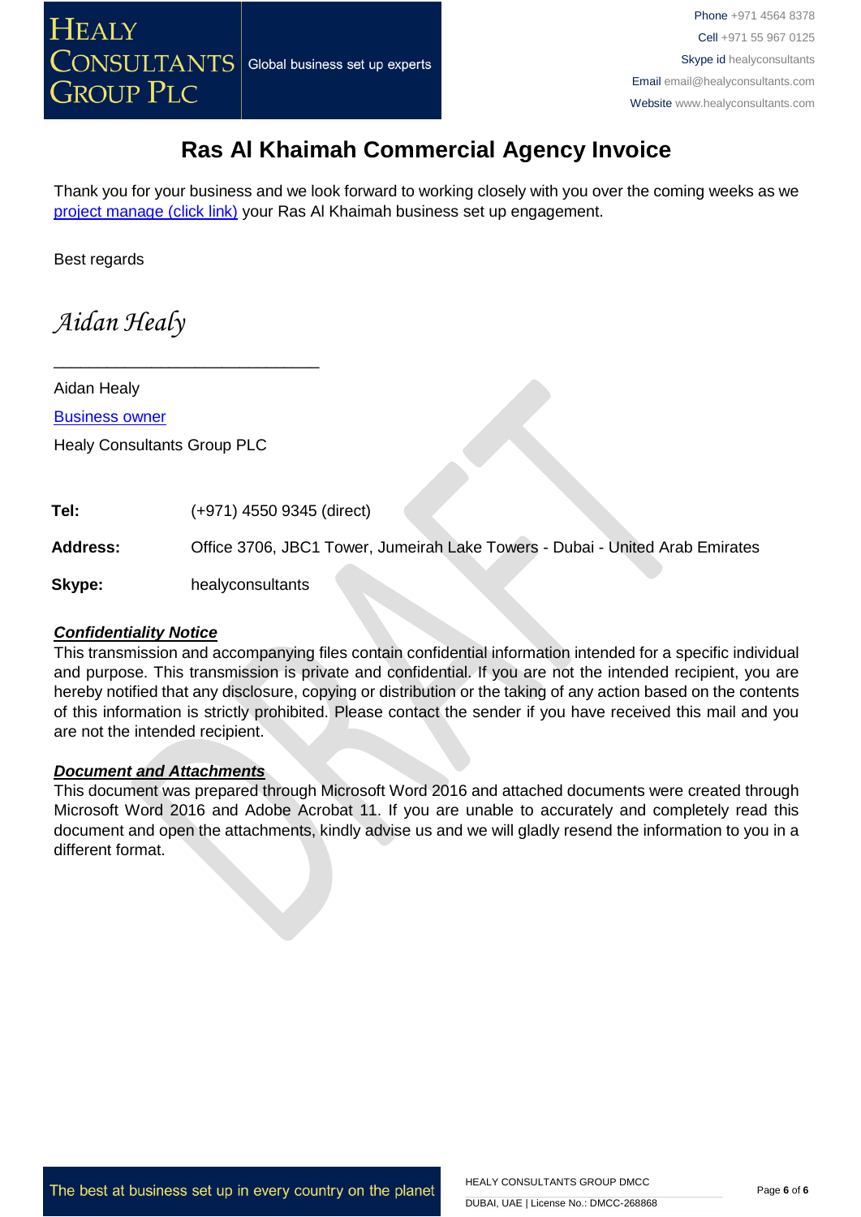# Ras Al Khaimah Commercial Agency Invoice

Thank you for your business and we look forward to working closely with you over the coming weeks as we [project manage (click link)]() your Ras Al Khaimah business set up engagement.

Best regards

*Aidan Healy*

______________________________

Aidan Healy

[Business owner]()

Healy Consultants Group PLC

| | |
|---|---|
| **Tel:** | (+971) 4550 9345 (direct) |
| **Address:** | Office 3706, JBC1 Tower, Jumeirah Lake Towers - Dubai - United Arab Emirates |
| **Skype:** | healyconsultants |

***Confidentiality Notice***

This transmission and accompanying files contain confidential information intended for a specific individual and purpose. This transmission is private and confidential. If you are not the intended recipient, you are hereby notified that any disclosure, copying or distribution or the taking of any action based on the contents of this information is strictly prohibited. Please contact the sender if you have received this mail and you are not the intended recipient.

***Document and Attachments***

This document was prepared through Microsoft Word 2016 and attached documents were created through Microsoft Word 2016 and Adobe Acrobat 11. If you are unable to accurately and completely read this document and open the attachments, kindly advise us and we will gladly resend the information to you in a different format.